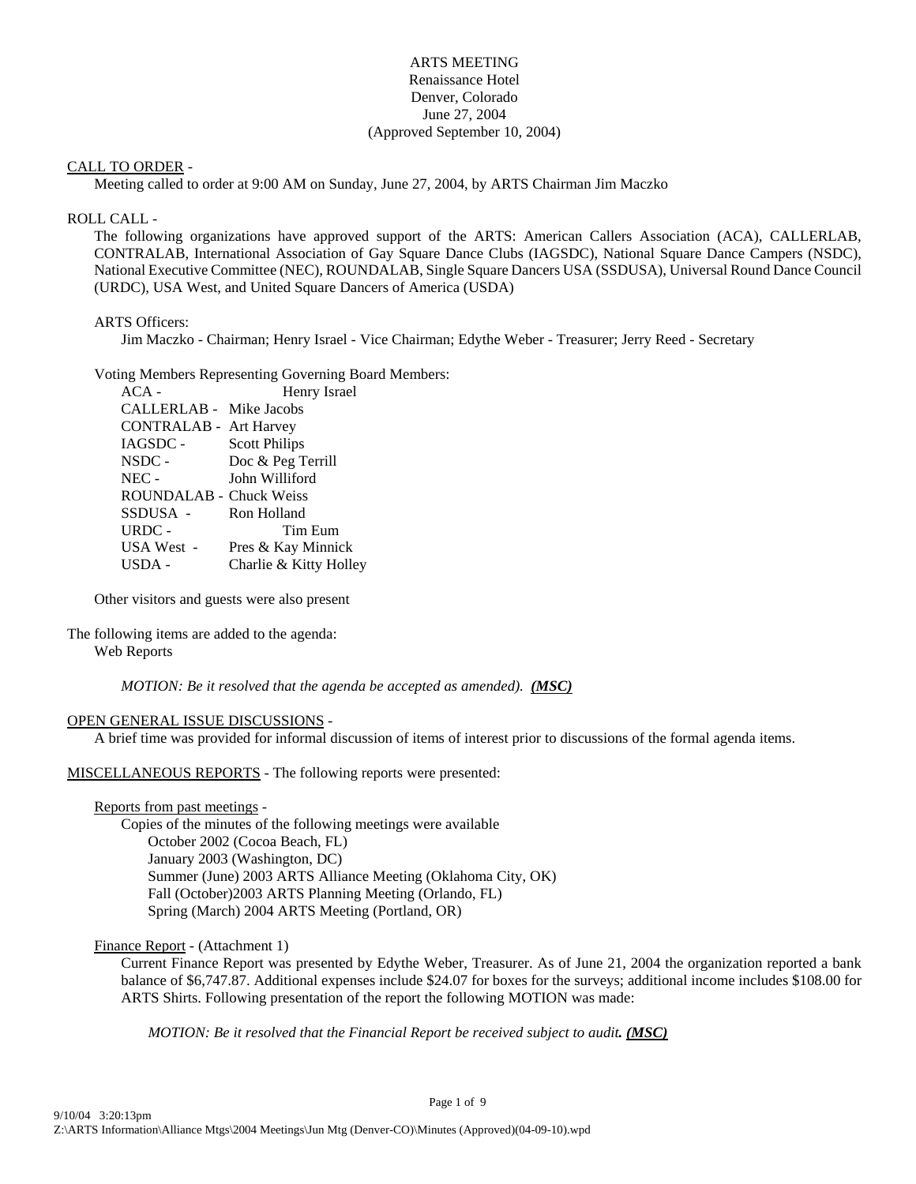ARTS MEETING
Renaissance Hotel
Denver, Colorado
June 27, 2004
(Approved September 10, 2004)

CALL TO ORDER -

Meeting called to order at 9:00 AM on Sunday, June 27, 2004, by ARTS Chairman Jim Maczko

ROLL CALL -

The following organizations have approved support of the ARTS: American Callers Association (ACA), CALLERLAB, CONTRALAB, International Association of Gay Square Dance Clubs (IAGSDC), National Square Dance Campers (NSDC), National Executive Committee (NEC), ROUNDALAB, Single Square Dancers USA (SSDUSA), Universal Round Dance Council (URDC), USA West, and United Square Dancers of America (USDA)

ARTS Officers:

Jim Maczko - Chairman; Henry Israel - Vice Chairman; Edythe Weber - Treasurer; Jerry Reed - Secretary

Voting Members Representing Governing Board Members:

ACA - Henry Israel
CALLERLAB - Mike Jacobs
CONTRALAB - Art Harvey
IAGSDC - Scott Philips
NSDC - Doc & Peg Terrill
NEC - John Williford
ROUNDALAB - Chuck Weiss
SSDUSA - Ron Holland
URDC - Tim Eum
USA West - Pres & Kay Minnick
USDA - Charlie & Kitty Holley

Other visitors and guests were also present

The following items are added to the agenda:

Web Reports

*MOTION: Be it resolved that the agenda be accepted as amended).* ***(MSC)***

OPEN GENERAL ISSUE DISCUSSIONS -

A brief time was provided for informal discussion of items of interest prior to discussions of the formal agenda items.

MISCELLANEOUS REPORTS - The following reports were presented:

Reports from past meetings -

Copies of the minutes of the following meetings were available
- October 2002 (Cocoa Beach, FL)
- January 2003 (Washington, DC)
- Summer (June) 2003 ARTS Alliance Meeting (Oklahoma City, OK)
- Fall (October)2003 ARTS Planning Meeting (Orlando, FL)
- Spring (March) 2004 ARTS Meeting (Portland, OR)

Finance Report - (Attachment 1)

Current Finance Report was presented by Edythe Weber, Treasurer. As of June 21, 2004 the organization reported a bank balance of $6,747.87. Additional expenses include $24.07 for boxes for the surveys; additional income includes $108.00 for ARTS Shirts. Following presentation of the report the following MOTION was made:

*MOTION: Be it resolved that the Financial Report be received subject to audit.* ***(MSC)***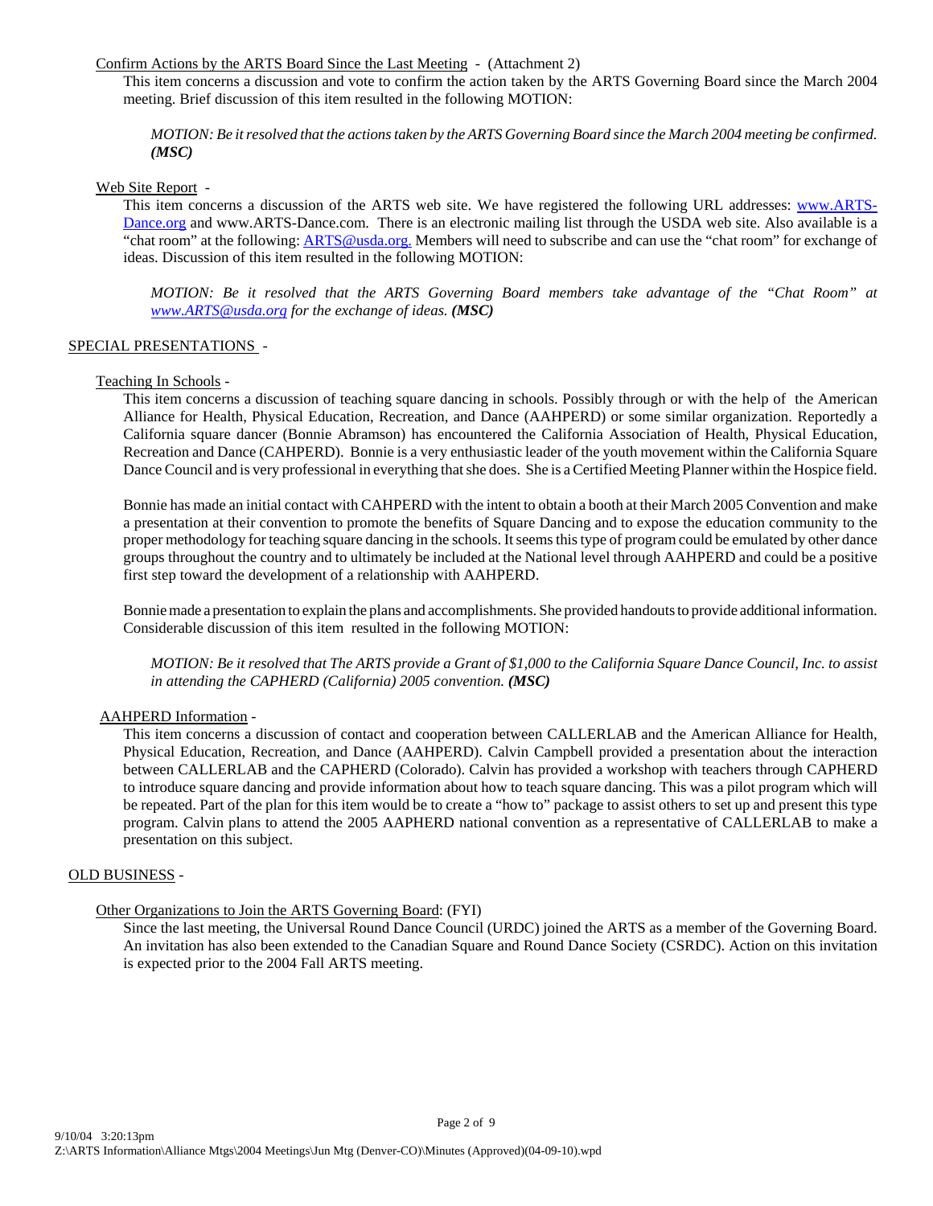Confirm Actions by the ARTS Board Since the Last Meeting - (Attachment 2)

This item concerns a discussion and vote to confirm the action taken by the ARTS Governing Board since the March 2004 meeting. Brief discussion of this item resulted in the following MOTION:

*MOTION: Be it resolved that the actions taken by the ARTS Governing Board since the March 2004 meeting be confirmed.* ***(MSC)***

Web Site Report -

This item concerns a discussion of the ARTS web site. We have registered the following URL addresses: www.ARTS-Dance.org and www.ARTS-Dance.com. There is an electronic mailing list through the USDA web site. Also available is a "chat room" at the following: ARTS@usda.org. Members will need to subscribe and can use the "chat room" for exchange of ideas. Discussion of this item resulted in the following MOTION:

*MOTION: Be it resolved that the ARTS Governing Board members take advantage of the "Chat Room" at www.ARTS@usda.org for the exchange of ideas.* ***(MSC)***

## SPECIAL PRESENTATIONS -

Teaching In Schools -

This item concerns a discussion of teaching square dancing in schools. Possibly through or with the help of the American Alliance for Health, Physical Education, Recreation, and Dance (AAHPERD) or some similar organization. Reportedly a California square dancer (Bonnie Abramson) has encountered the California Association of Health, Physical Education, Recreation and Dance (CAHPERD). Bonnie is a very enthusiastic leader of the youth movement within the California Square Dance Council and is very professional in everything that she does. She is a Certified Meeting Planner within the Hospice field.

Bonnie has made an initial contact with CAHPERD with the intent to obtain a booth at their March 2005 Convention and make a presentation at their convention to promote the benefits of Square Dancing and to expose the education community to the proper methodology for teaching square dancing in the schools. It seems this type of program could be emulated by other dance groups throughout the country and to ultimately be included at the National level through AAHPERD and could be a positive first step toward the development of a relationship with AAHPERD.

Bonnie made a presentation to explain the plans and accomplishments. She provided handouts to provide additional information. Considerable discussion of this item resulted in the following MOTION:

*MOTION: Be it resolved that The ARTS provide a Grant of $1,000 to the California Square Dance Council, Inc. to assist in attending the CAPHERD (California) 2005 convention.* ***(MSC)***

AAHPERD Information -

This item concerns a discussion of contact and cooperation between CALLERLAB and the American Alliance for Health, Physical Education, Recreation, and Dance (AAHPERD). Calvin Campbell provided a presentation about the interaction between CALLERLAB and the CAPHERD (Colorado). Calvin has provided a workshop with teachers through CAPHERD to introduce square dancing and provide information about how to teach square dancing. This was a pilot program which will be repeated. Part of the plan for this item would be to create a "how to" package to assist others to set up and present this type program. Calvin plans to attend the 2005 AAPHERD national convention as a representative of CALLERLAB to make a presentation on this subject.

## OLD BUSINESS -

Other Organizations to Join the ARTS Governing Board: (FYI)

Since the last meeting, the Universal Round Dance Council (URDC) joined the ARTS as a member of the Governing Board. An invitation has also been extended to the Canadian Square and Round Dance Society (CSRDC). Action on this invitation is expected prior to the 2004 Fall ARTS meeting.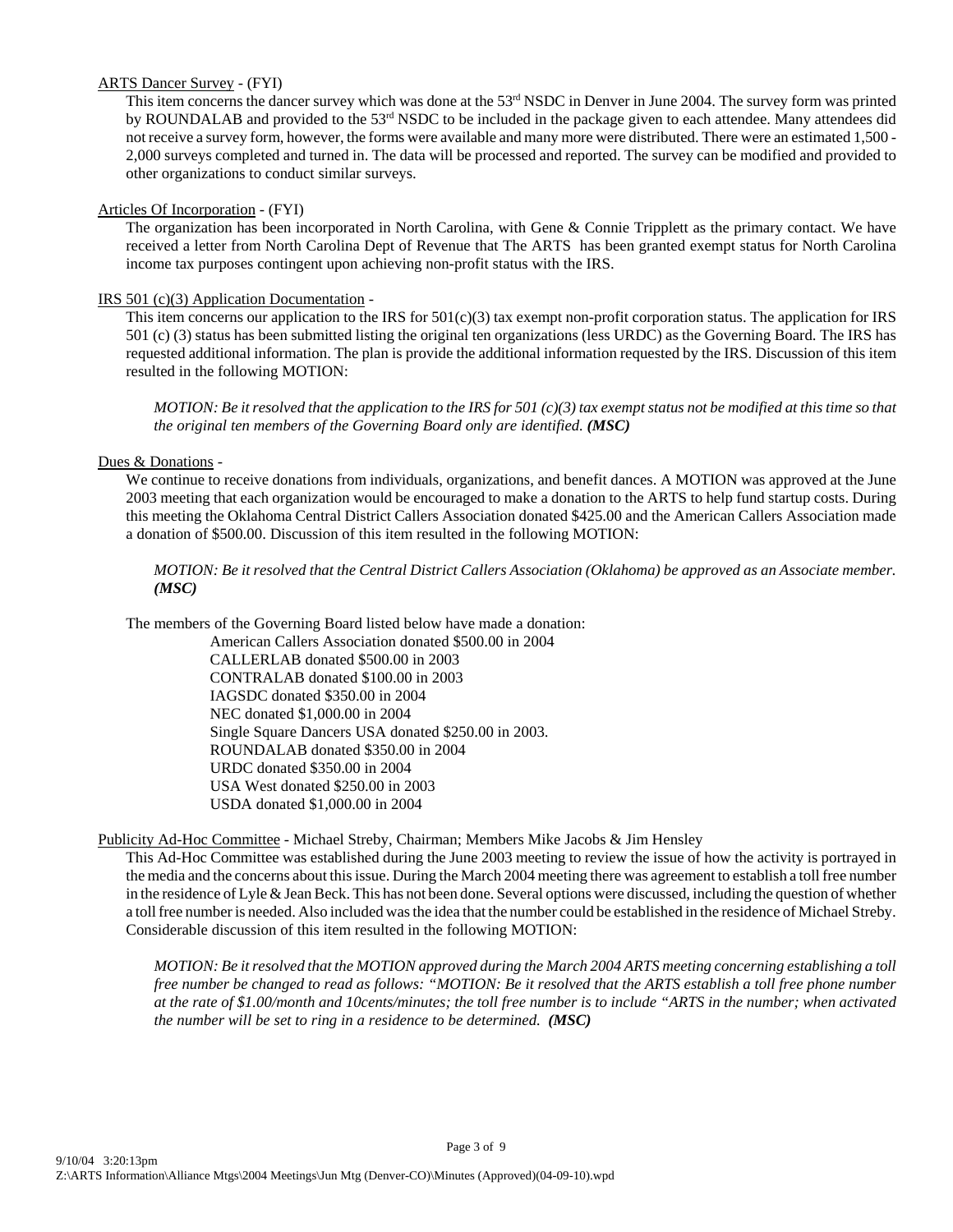ARTS Dancer Survey - (FYI)

This item concerns the dancer survey which was done at the 53rd NSDC in Denver in June 2004. The survey form was printed by ROUNDALAB and provided to the 53rd NSDC to be included in the package given to each attendee. Many attendees did not receive a survey form, however, the forms were available and many more were distributed. There were an estimated 1,500 - 2,000 surveys completed and turned in. The data will be processed and reported. The survey can be modified and provided to other organizations to conduct similar surveys.

Articles Of Incorporation - (FYI)

The organization has been incorporated in North Carolina, with Gene & Connie Tripplett as the primary contact. We have received a letter from North Carolina Dept of Revenue that The ARTS has been granted exempt status for North Carolina income tax purposes contingent upon achieving non-profit status with the IRS.

IRS 501 (c)(3) Application Documentation -

This item concerns our application to the IRS for 501(c)(3) tax exempt non-profit corporation status. The application for IRS 501 (c) (3) status has been submitted listing the original ten organizations (less URDC) as the Governing Board. The IRS has requested additional information. The plan is provide the additional information requested by the IRS. Discussion of this item resulted in the following MOTION:

*MOTION: Be it resolved that the application to the IRS for 501 (c)(3) tax exempt status not be modified at this time so that the original ten members of the Governing Board only are identified.* ***(MSC)***

Dues & Donations -

We continue to receive donations from individuals, organizations, and benefit dances. A MOTION was approved at the June 2003 meeting that each organization would be encouraged to make a donation to the ARTS to help fund startup costs. During this meeting the Oklahoma Central District Callers Association donated $425.00 and the American Callers Association made a donation of $500.00. Discussion of this item resulted in the following MOTION:

*MOTION: Be it resolved that the Central District Callers Association (Oklahoma) be approved as an Associate member.* ***(MSC)***

The members of the Governing Board listed below have made a donation:

American Callers Association donated $500.00 in 2004
CALLERLAB donated $500.00 in 2003
CONTRALAB donated $100.00 in 2003
IAGSDC donated $350.00 in 2004
NEC donated $1,000.00 in 2004
Single Square Dancers USA donated $250.00 in 2003.
ROUNDALAB donated $350.00 in 2004
URDC donated $350.00 in 2004
USA West donated $250.00 in 2003
USDA donated $1,000.00 in 2004

Publicity Ad-Hoc Committee - Michael Streby, Chairman; Members Mike Jacobs & Jim Hensley

This Ad-Hoc Committee was established during the June 2003 meeting to review the issue of how the activity is portrayed in the media and the concerns about this issue. During the March 2004 meeting there was agreement to establish a toll free number in the residence of Lyle & Jean Beck. This has not been done. Several options were discussed, including the question of whether a toll free number is needed. Also included was the idea that the number could be established in the residence of Michael Streby. Considerable discussion of this item resulted in the following MOTION:

*MOTION: Be it resolved that the MOTION approved during the March 2004 ARTS meeting concerning establishing a toll free number be changed to read as follows: "MOTION: Be it resolved that the ARTS establish a toll free phone number at the rate of $1.00/month and 10cents/minutes; the toll free number is to include "ARTS in the number; when activated the number will be set to ring in a residence to be determined.* ***(MSC)***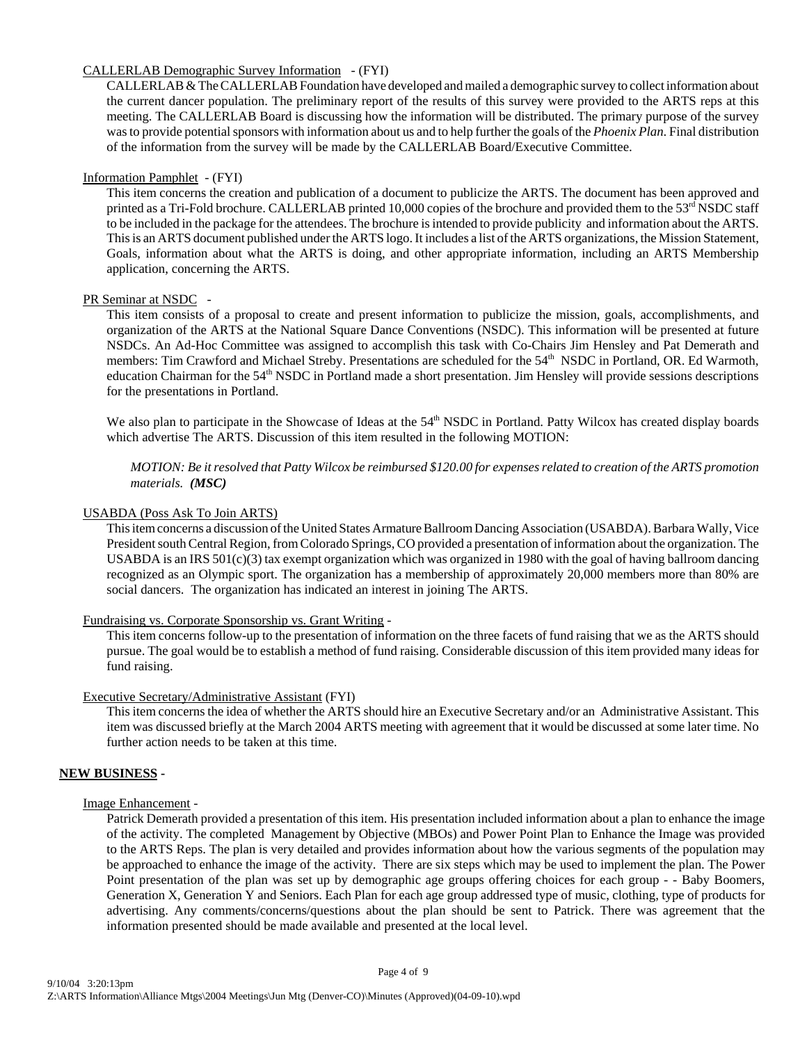CALLERLAB Demographic Survey Information - (FYI)

CALLERLAB & The CALLERLAB Foundation have developed and mailed a demographic survey to collect information about the current dancer population. The preliminary report of the results of this survey were provided to the ARTS reps at this meeting. The CALLERLAB Board is discussing how the information will be distributed. The primary purpose of the survey was to provide potential sponsors with information about us and to help further the goals of the *Phoenix Plan*. Final distribution of the information from the survey will be made by the CALLERLAB Board/Executive Committee.

Information Pamphlet - (FYI)

This item concerns the creation and publication of a document to publicize the ARTS. The document has been approved and printed as a Tri-Fold brochure. CALLERLAB printed 10,000 copies of the brochure and provided them to the 53rd NSDC staff to be included in the package for the attendees. The brochure is intended to provide publicity and information about the ARTS. This is an ARTS document published under the ARTS logo. It includes a list of the ARTS organizations, the Mission Statement, Goals, information about what the ARTS is doing, and other appropriate information, including an ARTS Membership application, concerning the ARTS.

PR Seminar at NSDC -

This item consists of a proposal to create and present information to publicize the mission, goals, accomplishments, and organization of the ARTS at the National Square Dance Conventions (NSDC). This information will be presented at future NSDCs. An Ad-Hoc Committee was assigned to accomplish this task with Co-Chairs Jim Hensley and Pat Demerath and members: Tim Crawford and Michael Streby. Presentations are scheduled for the 54th NSDC in Portland, OR. Ed Warmoth, education Chairman for the 54th NSDC in Portland made a short presentation. Jim Hensley will provide sessions descriptions for the presentations in Portland.

We also plan to participate in the Showcase of Ideas at the 54th NSDC in Portland. Patty Wilcox has created display boards which advertise The ARTS. Discussion of this item resulted in the following MOTION:

*MOTION: Be it resolved that Patty Wilcox be reimbursed $120.00 for expenses related to creation of the ARTS promotion materials.* ***(MSC)***

USABDA (Poss Ask To Join ARTS)

This item concerns a discussion of the United States Armature Ballroom Dancing Association (USABDA). Barbara Wally, Vice President south Central Region, from Colorado Springs, CO provided a presentation of information about the organization. The USABDA is an IRS 501(c)(3) tax exempt organization which was organized in 1980 with the goal of having ballroom dancing recognized as an Olympic sport. The organization has a membership of approximately 20,000 members more than 80% are social dancers. The organization has indicated an interest in joining The ARTS.

Fundraising vs. Corporate Sponsorship vs. Grant Writing -

This item concerns follow-up to the presentation of information on the three facets of fund raising that we as the ARTS should pursue. The goal would be to establish a method of fund raising. Considerable discussion of this item provided many ideas for fund raising.

Executive Secretary/Administrative Assistant (FYI)

This item concerns the idea of whether the ARTS should hire an Executive Secretary and/or an Administrative Assistant. This item was discussed briefly at the March 2004 ARTS meeting with agreement that it would be discussed at some later time. No further action needs to be taken at this time.

**NEW BUSINESS** -

Image Enhancement -

Patrick Demerath provided a presentation of this item. His presentation included information about a plan to enhance the image of the activity. The completed Management by Objective (MBOs) and Power Point Plan to Enhance the Image was provided to the ARTS Reps. The plan is very detailed and provides information about how the various segments of the population may be approached to enhance the image of the activity. There are six steps which may be used to implement the plan. The Power Point presentation of the plan was set up by demographic age groups offering choices for each group - - Baby Boomers, Generation X, Generation Y and Seniors. Each Plan for each age group addressed type of music, clothing, type of products for advertising. Any comments/concerns/questions about the plan should be sent to Patrick. There was agreement that the information presented should be made available and presented at the local level.

9/10/04 3:20:13pm
Z:\ARTS Information\Alliance Mtgs\2004 Meetings\Jun Mtg (Denver-CO)\Minutes (Approved)(04-09-10).wpd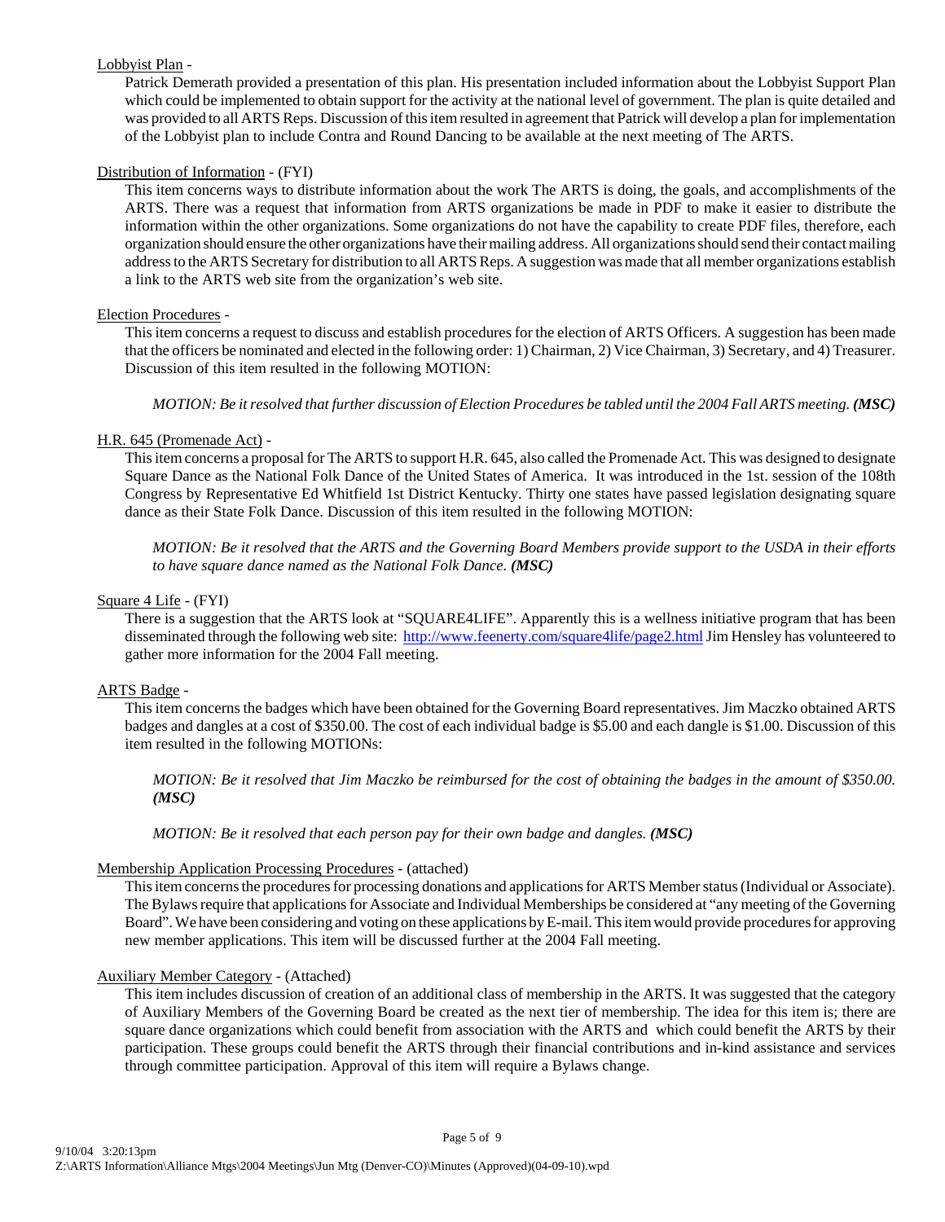Lobbyist Plan -

Patrick Demerath provided a presentation of this plan. His presentation included information about the Lobbyist Support Plan which could be implemented to obtain support for the activity at the national level of government. The plan is quite detailed and was provided to all ARTS Reps. Discussion of this item resulted in agreement that Patrick will develop a plan for implementation of the Lobbyist plan to include Contra and Round Dancing to be available at the next meeting of The ARTS.

Distribution of Information - (FYI)

This item concerns ways to distribute information about the work The ARTS is doing, the goals, and accomplishments of the ARTS. There was a request that information from ARTS organizations be made in PDF to make it easier to distribute the information within the other organizations. Some organizations do not have the capability to create PDF files, therefore, each organization should ensure the other organizations have their mailing address. All organizations should send their contact mailing address to the ARTS Secretary for distribution to all ARTS Reps. A suggestion was made that all member organizations establish a link to the ARTS web site from the organization's web site.

Election Procedures -

This item concerns a request to discuss and establish procedures for the election of ARTS Officers. A suggestion has been made that the officers be nominated and elected in the following order: 1) Chairman, 2) Vice Chairman, 3) Secretary, and 4) Treasurer. Discussion of this item resulted in the following MOTION:

*MOTION: Be it resolved that further discussion of Election Procedures be tabled until the 2004 Fall ARTS meeting.* ***(MSC)***

H.R. 645 (Promenade Act) -

This item concerns a proposal for The ARTS to support H.R. 645, also called the Promenade Act. This was designed to designate Square Dance as the National Folk Dance of the United States of America. It was introduced in the 1st. session of the 108th Congress by Representative Ed Whitfield 1st District Kentucky. Thirty one states have passed legislation designating square dance as their State Folk Dance. Discussion of this item resulted in the following MOTION:

*MOTION: Be it resolved that the ARTS and the Governing Board Members provide support to the USDA in their efforts to have square dance named as the National Folk Dance.* ***(MSC)***

Square 4 Life - (FYI)

There is a suggestion that the ARTS look at "SQUARE4LIFE". Apparently this is a wellness initiative program that has been disseminated through the following web site: http://www.feenerty.com/square4life/page2.html Jim Hensley has volunteered to gather more information for the 2004 Fall meeting.

ARTS Badge -

This item concerns the badges which have been obtained for the Governing Board representatives. Jim Maczko obtained ARTS badges and dangles at a cost of $350.00. The cost of each individual badge is $5.00 and each dangle is $1.00. Discussion of this item resulted in the following MOTIONs:

*MOTION: Be it resolved that Jim Maczko be reimbursed for the cost of obtaining the badges in the amount of $350.00.* ***(MSC)***

*MOTION: Be it resolved that each person pay for their own badge and dangles.* ***(MSC)***

Membership Application Processing Procedures - (attached)

This item concerns the procedures for processing donations and applications for ARTS Member status (Individual or Associate). The Bylaws require that applications for Associate and Individual Memberships be considered at "any meeting of the Governing Board". We have been considering and voting on these applications by E-mail. This item would provide procedures for approving new member applications. This item will be discussed further at the 2004 Fall meeting.

Auxiliary Member Category - (Attached)

This item includes discussion of creation of an additional class of membership in the ARTS. It was suggested that the category of Auxiliary Members of the Governing Board be created as the next tier of membership. The idea for this item is; there are square dance organizations which could benefit from association with the ARTS and which could benefit the ARTS by their participation. These groups could benefit the ARTS through their financial contributions and in-kind assistance and services through committee participation. Approval of this item will require a Bylaws change.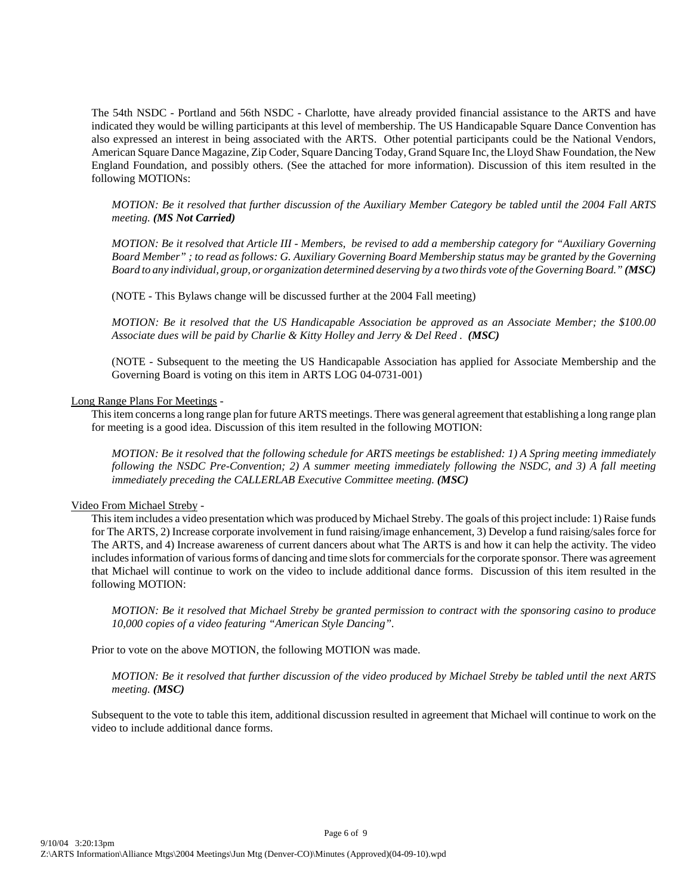The 54th NSDC - Portland and 56th NSDC - Charlotte, have already provided financial assistance to the ARTS and have indicated they would be willing participants at this level of membership. The US Handicapable Square Dance Convention has also expressed an interest in being associated with the ARTS. Other potential participants could be the National Vendors, American Square Dance Magazine, Zip Coder, Square Dancing Today, Grand Square Inc, the Lloyd Shaw Foundation, the New England Foundation, and possibly others. (See the attached for more information). Discussion of this item resulted in the following MOTIONs:

> *MOTION: Be it resolved that further discussion of the Auxiliary Member Category be tabled until the 2004 Fall ARTS meeting.* ***(MS Not Carried)***
>
> *MOTION: Be it resolved that Article III - Members, be revised to add a membership category for "Auxiliary Governing Board Member" ; to read as follows: G. Auxiliary Governing Board Membership status may be granted by the Governing Board to any individual, group, or organization determined deserving by a two thirds vote of the Governing Board."* ***(MSC)***
>
> (NOTE - This Bylaws change will be discussed further at the 2004 Fall meeting)
>
> *MOTION: Be it resolved that the US Handicapable Association be approved as an Associate Member; the $100.00 Associate dues will be paid by Charlie & Kitty Holley and Jerry & Del Reed .* ***(MSC)***
>
> (NOTE - Subsequent to the meeting the US Handicapable Association has applied for Associate Membership and the Governing Board is voting on this item in ARTS LOG 04-0731-001)

<u>Long Range Plans For Meetings</u> -

This item concerns a long range plan for future ARTS meetings. There was general agreement that establishing a long range plan for meeting is a good idea. Discussion of this item resulted in the following MOTION:

> *MOTION: Be it resolved that the following schedule for ARTS meetings be established: 1) A Spring meeting immediately following the NSDC Pre-Convention; 2) A summer meeting immediately following the NSDC, and 3) A fall meeting immediately preceding the CALLERLAB Executive Committee meeting.* ***(MSC)***

<u>Video From Michael Streby</u> -

This item includes a video presentation which was produced by Michael Streby. The goals of this project include: 1) Raise funds for The ARTS, 2) Increase corporate involvement in fund raising/image enhancement, 3) Develop a fund raising/sales force for The ARTS, and 4) Increase awareness of current dancers about what The ARTS is and how it can help the activity. The video includes information of various forms of dancing and time slots for commercials for the corporate sponsor. There was agreement that Michael will continue to work on the video to include additional dance forms. Discussion of this item resulted in the following MOTION:

> *MOTION: Be it resolved that Michael Streby be granted permission to contract with the sponsoring casino to produce 10,000 copies of a video featuring "American Style Dancing".*

Prior to vote on the above MOTION, the following MOTION was made.

> *MOTION: Be it resolved that further discussion of the video produced by Michael Streby be tabled until the next ARTS meeting.* ***(MSC)***

Subsequent to the vote to table this item, additional discussion resulted in agreement that Michael will continue to work on the video to include additional dance forms.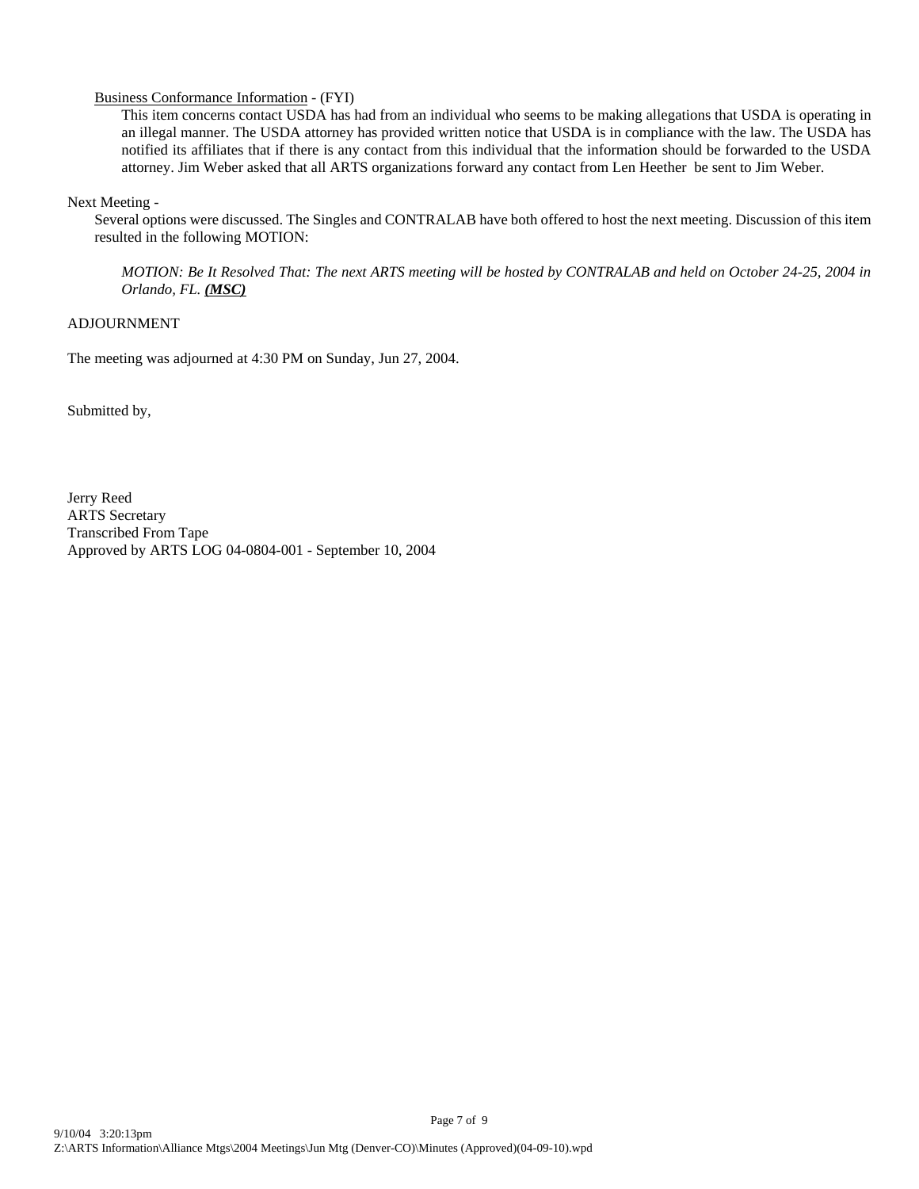<u>Business Conformance Information</u> - (FYI)

This item concerns contact USDA has had from an individual who seems to be making allegations that USDA is operating in an illegal manner. The USDA attorney has provided written notice that USDA is in compliance with the law. The USDA has notified its affiliates that if there is any contact from this individual that the information should be forwarded to the USDA attorney. Jim Weber asked that all ARTS organizations forward any contact from Len Heether be sent to Jim Weber.

Next Meeting -

Several options were discussed. The Singles and CONTRALAB have both offered to host the next meeting. Discussion of this item resulted in the following MOTION:

*MOTION: Be It Resolved That: The next ARTS meeting will be hosted by CONTRALAB and held on October 24-25, 2004 in Orlando, FL.* ***<u>(MSC)</u>***

ADJOURNMENT

The meeting was adjourned at 4:30 PM on Sunday, Jun 27, 2004.

Submitted by,

Jerry Reed
ARTS Secretary
Transcribed From Tape
Approved by ARTS LOG 04-0804-001 - September 10, 2004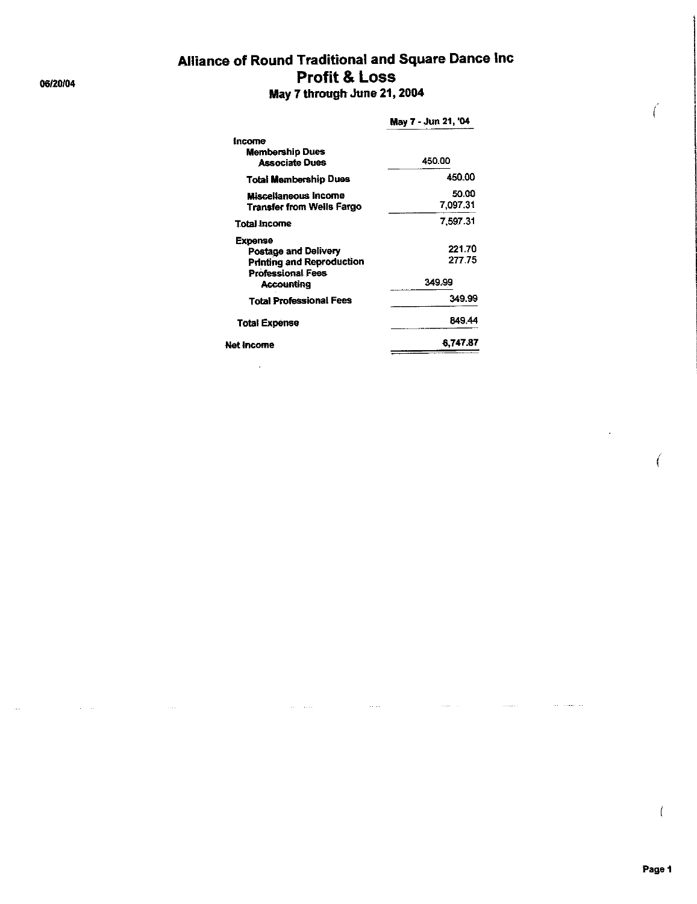06/20/04

# Alliance of Round Traditional and Square Dance Inc

## Profit & Loss

### May 7 through June 21, 2004

| | May 7 - Jun 21, '04 |
|---|---|
| **Income** | |
| **Membership Dues** | |
| **Associate Dues** | 450.00 |
| **Total Membership Dues** | 450.00 |
| **Miscellaneous Income** | 50.00 |
| **Transfer from Wells Fargo** | 7,097.31 |
| **Total Income** | 7,597.31 |
| **Expense** | |
| **Postage and Delivery** | 221.70 |
| **Printing and Reproduction** | 277.75 |
| **Professional Fees** | |
| **Accounting** | 349.99 |
| **Total Professional Fees** | 349.99 |
| **Total Expense** | 849.44 |
| **Net Income** | 6,747.87 |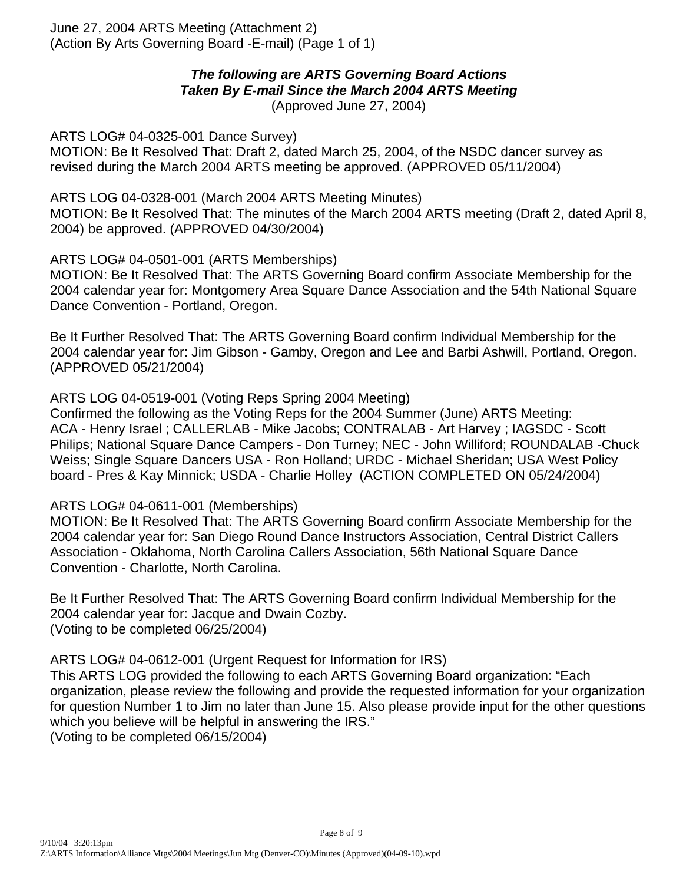June 27, 2004 ARTS Meeting (Attachment 2)
(Action By Arts Governing Board -E-mail) (Page 1 of 1)

***The following are ARTS Governing Board Actions***
***Taken By E-mail Since the March 2004 ARTS Meeting***
(Approved June 27, 2004)

ARTS LOG# 04-0325-001 Dance Survey)
MOTION: Be It Resolved That: Draft 2, dated March 25, 2004, of the NSDC dancer survey as revised during the March 2004 ARTS meeting be approved. (APPROVED 05/11/2004)

ARTS LOG 04-0328-001 (March 2004 ARTS Meeting Minutes)
MOTION: Be It Resolved That: The minutes of the March 2004 ARTS meeting (Draft 2, dated April 8, 2004) be approved. (APPROVED 04/30/2004)

ARTS LOG# 04-0501-001 (ARTS Memberships)
MOTION: Be It Resolved That: The ARTS Governing Board confirm Associate Membership for the 2004 calendar year for: Montgomery Area Square Dance Association and the 54th National Square Dance Convention - Portland, Oregon.

Be It Further Resolved That: The ARTS Governing Board confirm Individual Membership for the 2004 calendar year for: Jim Gibson - Gamby, Oregon and Lee and Barbi Ashwill, Portland, Oregon. (APPROVED 05/21/2004)

ARTS LOG 04-0519-001 (Voting Reps Spring 2004 Meeting)
Confirmed the following as the Voting Reps for the 2004 Summer (June) ARTS Meeting:
ACA - Henry Israel ; CALLERLAB - Mike Jacobs; CONTRALAB - Art Harvey ; IAGSDC - Scott Philips; National Square Dance Campers - Don Turney; NEC - John Williford; ROUNDALAB -Chuck Weiss; Single Square Dancers USA - Ron Holland; URDC - Michael Sheridan; USA West Policy board - Pres & Kay Minnick; USDA - Charlie Holley (ACTION COMPLETED ON 05/24/2004)

ARTS LOG# 04-0611-001 (Memberships)
MOTION: Be It Resolved That: The ARTS Governing Board confirm Associate Membership for the 2004 calendar year for: San Diego Round Dance Instructors Association, Central District Callers Association - Oklahoma, North Carolina Callers Association, 56th National Square Dance Convention - Charlotte, North Carolina.

Be It Further Resolved That: The ARTS Governing Board confirm Individual Membership for the 2004 calendar year for: Jacque and Dwain Cozby.
(Voting to be completed 06/25/2004)

ARTS LOG# 04-0612-001 (Urgent Request for Information for IRS)
This ARTS LOG provided the following to each ARTS Governing Board organization: "Each organization, please review the following and provide the requested information for your organization for question Number 1 to Jim no later than June 15. Also please provide input for the other questions which you believe will be helpful in answering the IRS."
(Voting to be completed 06/15/2004)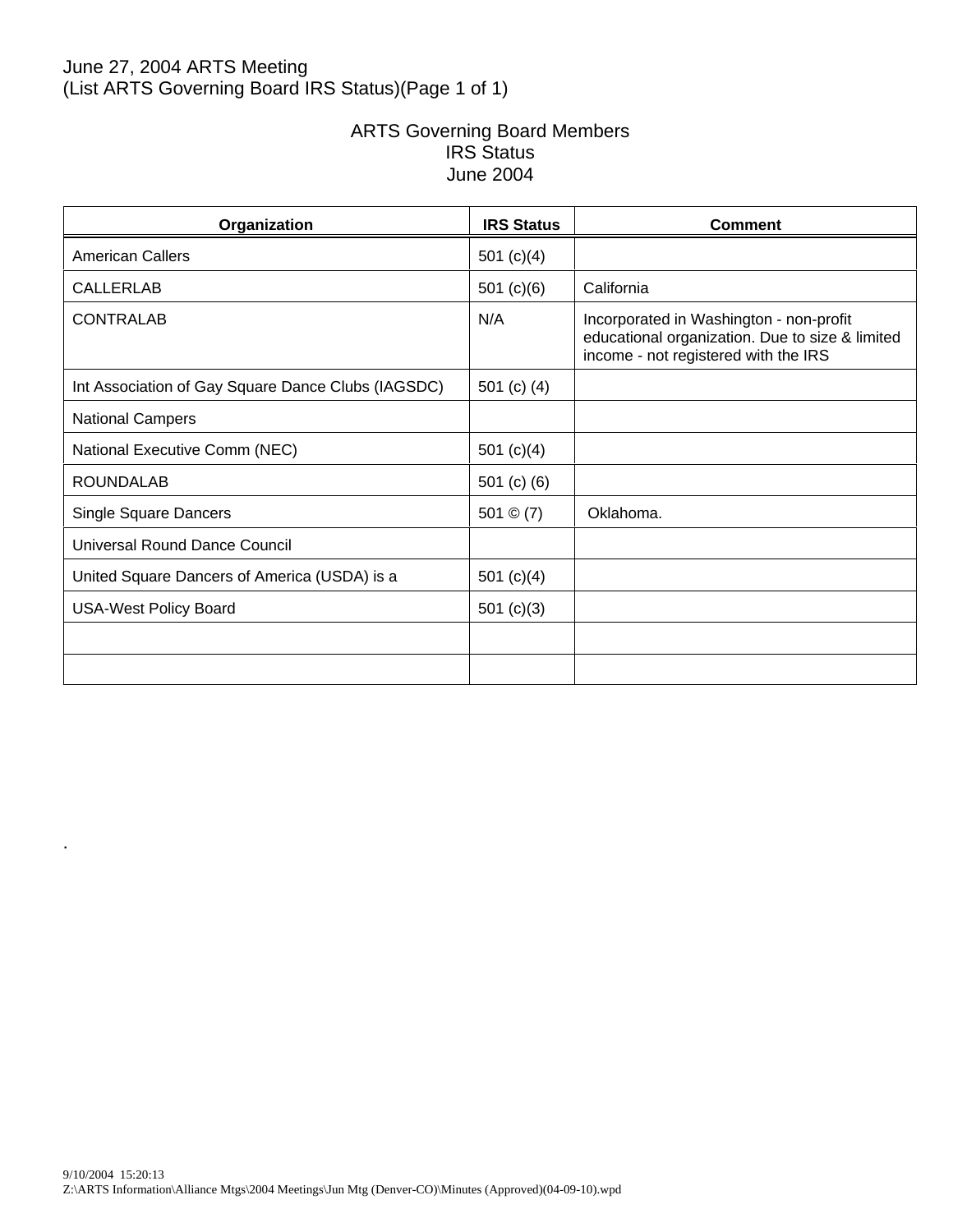June 27, 2004 ARTS Meeting
(List ARTS Governing Board IRS Status)(Page 1 of 1)

# ARTS Governing Board Members
# IRS Status
# June 2004

| Organization | IRS Status | Comment |
|---|---|---|
| American Callers | 501 (c)(4) | |
| CALLERLAB | 501 (c)(6) | California |
| CONTRALAB | N/A | Incorporated in Washington - non-profit educational organization. Due to size & limited income - not registered with the IRS |
| Int Association of Gay Square Dance Clubs (IAGSDC) | 501 (c) (4) | |
| National Campers | | |
| National Executive Comm (NEC) | 501 (c)(4) | |
| ROUNDALAB | 501 (c) (6) | |
| Single Square Dancers | 501 © (7) | Oklahoma. |
| Universal Round Dance Council | | |
| United Square Dancers of America (USDA) is a | 501 (c)(4) | |
| USA-West Policy Board | 501 (c)(3) | |
| | | |
| | | |

.

9/10/2004 15:20:13
Z:\ARTS Information\Alliance Mtgs\2004 Meetings\Jun Mtg (Denver-CO)\Minutes (Approved)(04-09-10).wpd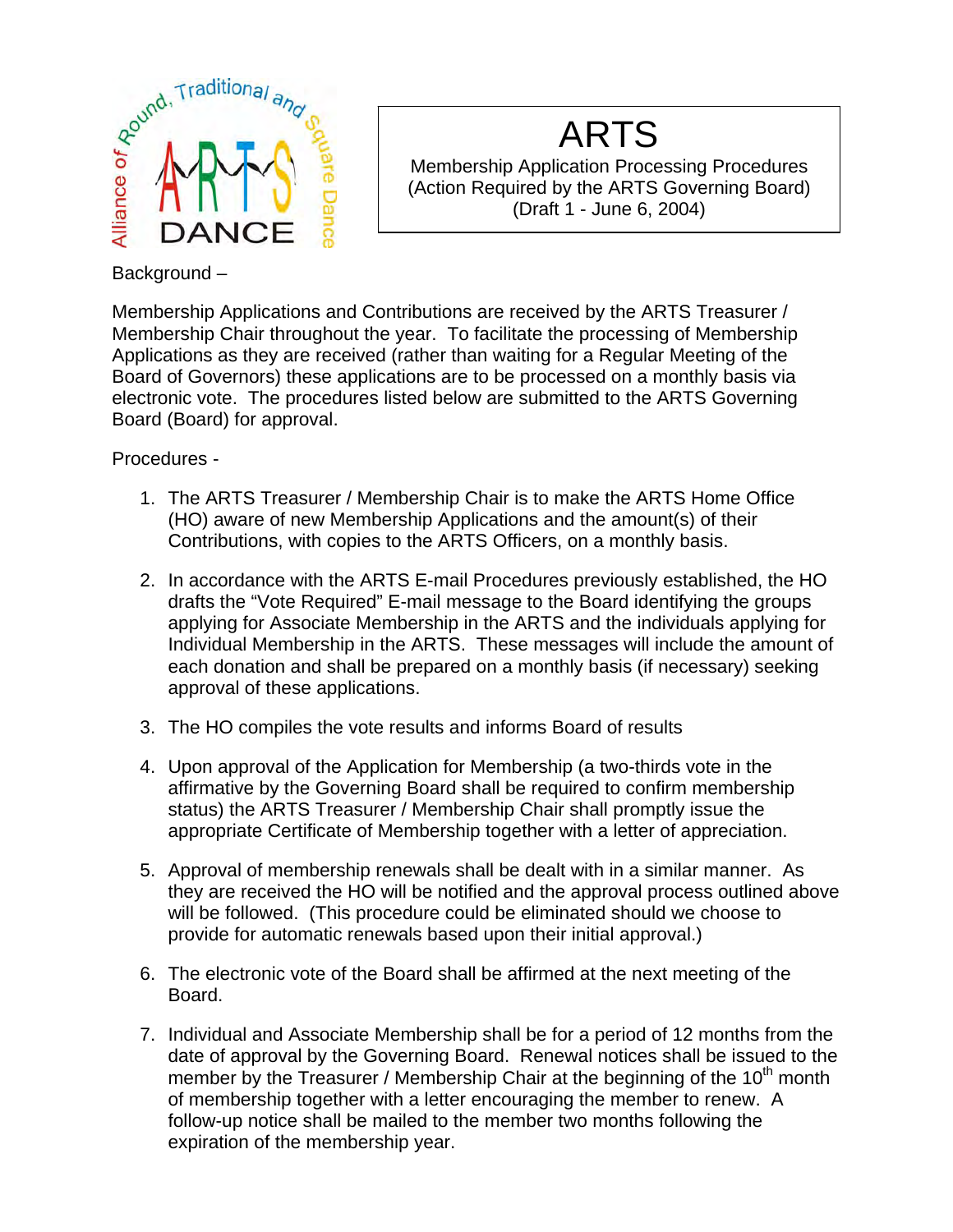# ARTS

Membership Application Processing Procedures
(Action Required by the ARTS Governing Board)
(Draft 1 - June 6, 2004)

Background –

Membership Applications and Contributions are received by the ARTS Treasurer / Membership Chair throughout the year. To facilitate the processing of Membership Applications as they are received (rather than waiting for a Regular Meeting of the Board of Governors) these applications are to be processed on a monthly basis via electronic vote. The procedures listed below are submitted to the ARTS Governing Board (Board) for approval.

Procedures -

1. The ARTS Treasurer / Membership Chair is to make the ARTS Home Office (HO) aware of new Membership Applications and the amount(s) of their Contributions, with copies to the ARTS Officers, on a monthly basis.

2. In accordance with the ARTS E-mail Procedures previously established, the HO drafts the "Vote Required" E-mail message to the Board identifying the groups applying for Associate Membership in the ARTS and the individuals applying for Individual Membership in the ARTS. These messages will include the amount of each donation and shall be prepared on a monthly basis (if necessary) seeking approval of these applications.

3. The HO compiles the vote results and informs Board of results

4. Upon approval of the Application for Membership (a two-thirds vote in the affirmative by the Governing Board shall be required to confirm membership status) the ARTS Treasurer / Membership Chair shall promptly issue the appropriate Certificate of Membership together with a letter of appreciation.

5. Approval of membership renewals shall be dealt with in a similar manner. As they are received the HO will be notified and the approval process outlined above will be followed. (This procedure could be eliminated should we choose to provide for automatic renewals based upon their initial approval.)

6. The electronic vote of the Board shall be affirmed at the next meeting of the Board.

7. Individual and Associate Membership shall be for a period of 12 months from the date of approval by the Governing Board. Renewal notices shall be issued to the member by the Treasurer / Membership Chair at the beginning of the 10th month of membership together with a letter encouraging the member to renew. A follow-up notice shall be mailed to the member two months following the expiration of the membership year.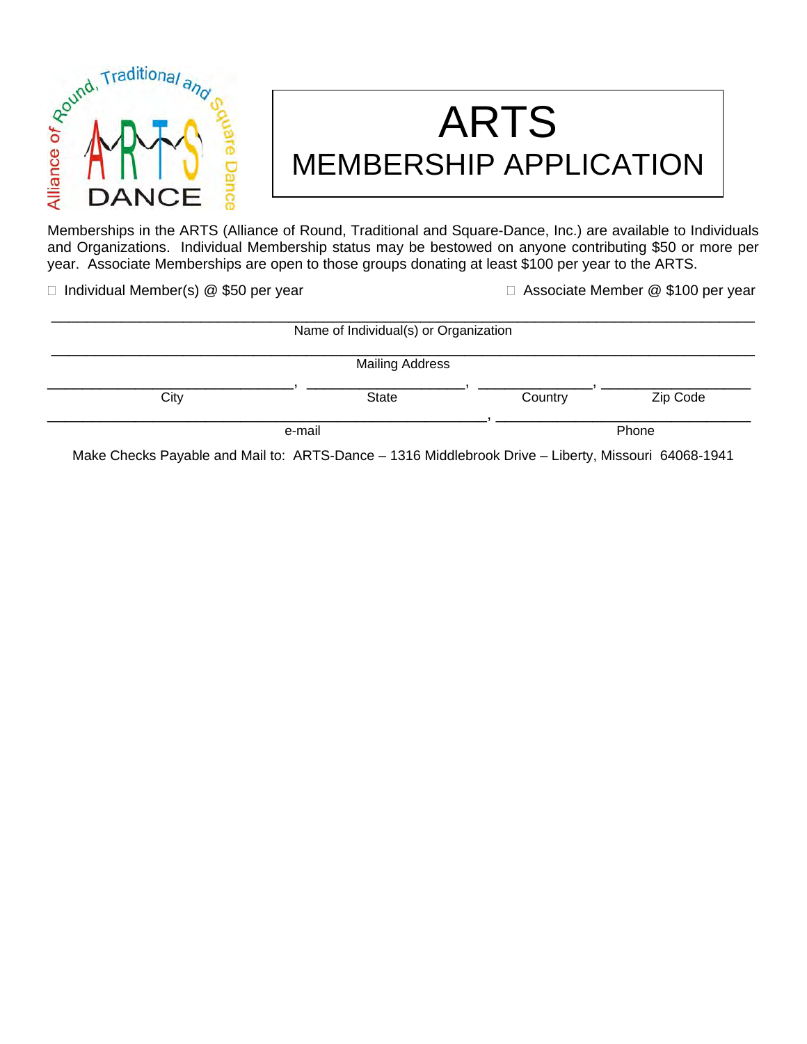# ARTS

## MEMBERSHIP APPLICATION

Memberships in the ARTS (Alliance of Round, Traditional and Square-Dance, Inc.) are available to Individuals and Organizations. Individual Membership status may be bestowed on anyone contributing $50 or more per year. Associate Memberships are open to those groups donating at least $100 per year to the ARTS.

☐ Individual Member(s) @ $50 per year ☐ Associate Member @ $100 per year

\_\_\_\_\_\_\_\_\_\_\_\_\_\_\_\_\_\_\_\_\_\_\_\_\_\_\_\_\_\_\_\_\_\_\_\_\_\_\_\_\_\_\_\_\_\_\_\_\_\_\_\_\_\_\_\_\_\_\_\_\_\_\_\_\_\_\_\_\_\_\_\_\_\_\_\_\_\_

Name of Individual(s) or Organization

\_\_\_\_\_\_\_\_\_\_\_\_\_\_\_\_\_\_\_\_\_\_\_\_\_\_\_\_\_\_\_\_\_\_\_\_\_\_\_\_\_\_\_\_\_\_\_\_\_\_\_\_\_\_\_\_\_\_\_\_\_\_\_\_\_\_\_\_\_\_\_\_\_\_\_\_\_\_

Mailing Address

\_\_\_\_\_\_\_\_\_\_\_\_\_\_\_\_\_\_\_\_\_\_\_\_\_\_\_\_, \_\_\_\_\_\_\_\_\_\_\_\_\_\_\_\_\_\_\_\_, \_\_\_\_\_\_\_\_\_\_\_\_\_\_, \_\_\_\_\_\_\_\_\_\_\_\_\_\_\_\_\_\_

City, State, Country, Zip Code

\_\_\_\_\_\_\_\_\_\_\_\_\_\_\_\_\_\_\_\_\_\_\_\_\_\_\_\_\_\_\_\_\_\_\_\_\_\_\_\_\_\_\_\_\_\_\_\_\_\_, \_\_\_\_\_\_\_\_\_\_\_\_\_\_\_\_\_\_\_\_\_\_\_\_\_\_\_\_\_\_

e-mail, Phone

Make Checks Payable and Mail to: ARTS-Dance – 1316 Middlebrook Drive – Liberty, Missouri 64068-1941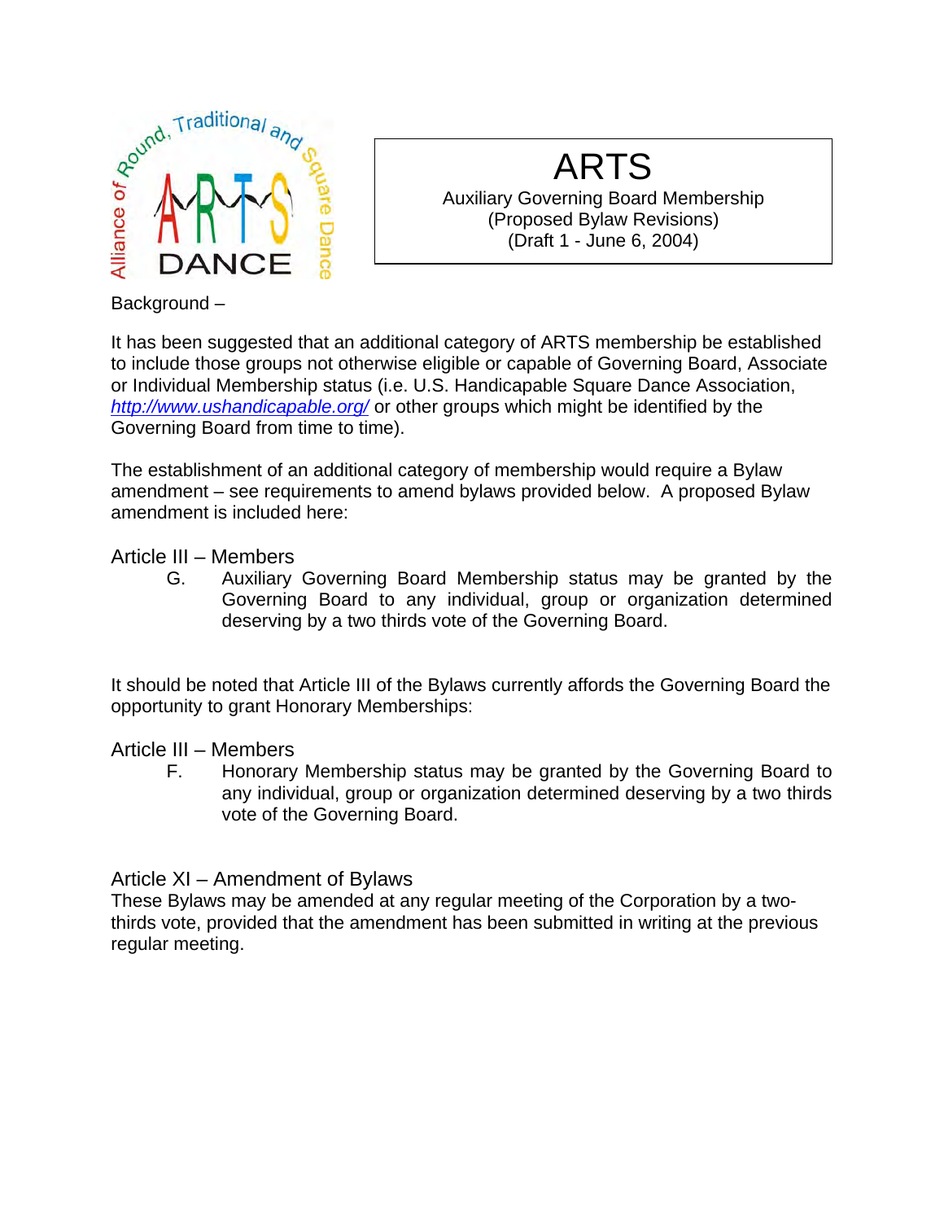Alliance of Round, Traditional and Square Dance

ARTS DANCE

# ARTS

Auxiliary Governing Board Membership
(Proposed Bylaw Revisions)
(Draft 1 - June 6, 2004)

Background –

It has been suggested that an additional category of ARTS membership be established to include those groups not otherwise eligible or capable of Governing Board, Associate or Individual Membership status (i.e. U.S. Handicapable Square Dance Association, *http://www.ushandicapable.org/* or other groups which might be identified by the Governing Board from time to time).

The establishment of an additional category of membership would require a Bylaw amendment – see requirements to amend bylaws provided below. A proposed Bylaw amendment is included here:

Article III – Members

G. Auxiliary Governing Board Membership status may be granted by the Governing Board to any individual, group or organization determined deserving by a two thirds vote of the Governing Board.

It should be noted that Article III of the Bylaws currently affords the Governing Board the opportunity to grant Honorary Memberships:

Article III – Members

F. Honorary Membership status may be granted by the Governing Board to any individual, group or organization determined deserving by a two thirds vote of the Governing Board.

Article XI – Amendment of Bylaws

These Bylaws may be amended at any regular meeting of the Corporation by a two-thirds vote, provided that the amendment has been submitted in writing at the previous regular meeting.